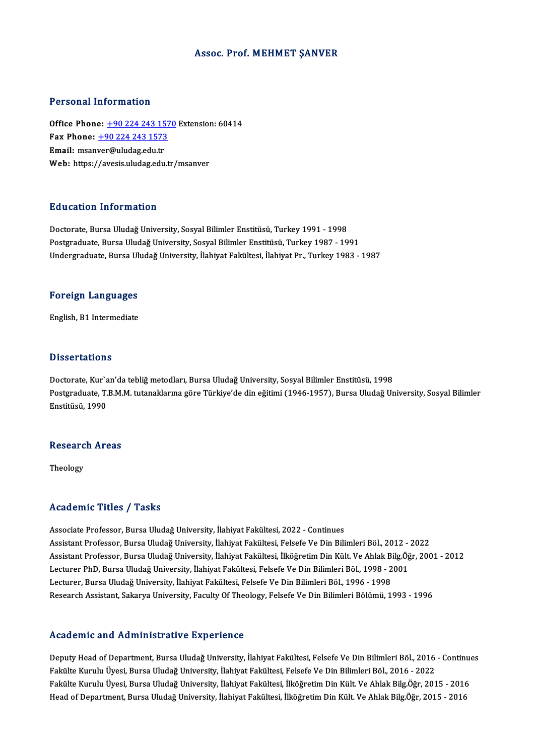# Assoc. Prof. MEHMET ŞANVER

## Personal Information

**Office Phone:** +90 224 243 1570 Extension: 60414
**Fax Phone:** +90 224 243 1573
**Email:** msanver@uludag.edu.tr
**Web:** https://avesis.uludag.edu.tr/msanver

## Education Information

Doctorate, Bursa Uludağ University, Sosyal Bilimler Enstitüsü, Turkey 1991 - 1998
Postgraduate, Bursa Uludağ University, Sosyal Bilimler Enstitüsü, Turkey 1987 - 1991
Undergraduate, Bursa Uludağ University, İlahiyat Fakültesi, İlahiyat Pr., Turkey 1983 - 1987

## Foreign Languages

English, B1 Intermediate

## Dissertations

Doctorate, Kur`an'da tebliğ metodları, Bursa Uludağ University, Sosyal Bilimler Enstitüsü, 1998
Postgraduate, T.B.M.M. tutanaklarına göre Türkiye'de din eğitimi (1946-1957), Bursa Uludağ University, Sosyal Bilimler Enstitüsü, 1990

## Research Areas

Theology

## Academic Titles / Tasks

Associate Professor, Bursa Uludağ University, İlahiyat Fakültesi, 2022 - Continues
Assistant Professor, Bursa Uludağ University, İlahiyat Fakültesi, Felsefe Ve Din Bilimleri Böl., 2012 - 2022
Assistant Professor, Bursa Uludağ University, İlahiyat Fakültesi, İlköğretim Din Kült. Ve Ahlak Bilg.Öğr, 2001 - 2012
Lecturer PhD, Bursa Uludağ University, İlahiyat Fakültesi, Felsefe Ve Din Bilimleri Böl., 1998 - 2001
Lecturer, Bursa Uludağ University, İlahiyat Fakültesi, Felsefe Ve Din Bilimleri Böl., 1996 - 1998
Research Assistant, Sakarya University, Faculty Of Theology, Felsefe Ve Din Bilimleri Bölümü, 1993 - 1996

## Academic and Administrative Experience

Deputy Head of Department, Bursa Uludağ University, İlahiyat Fakültesi, Felsefe Ve Din Bilimleri Böl., 2016 - Continues
Fakülte Kurulu Üyesi, Bursa Uludağ University, İlahiyat Fakültesi, Felsefe Ve Din Bilimleri Böl., 2016 - 2022
Fakülte Kurulu Üyesi, Bursa Uludağ University, İlahiyat Fakültesi, İlköğretim Din Kült. Ve Ahlak Bilg.Öğr, 2015 - 2016
Head of Department, Bursa Uludağ University, İlahiyat Fakültesi, İlköğretim Din Kült. Ve Ahlak Bilg.Öğr, 2015 - 2016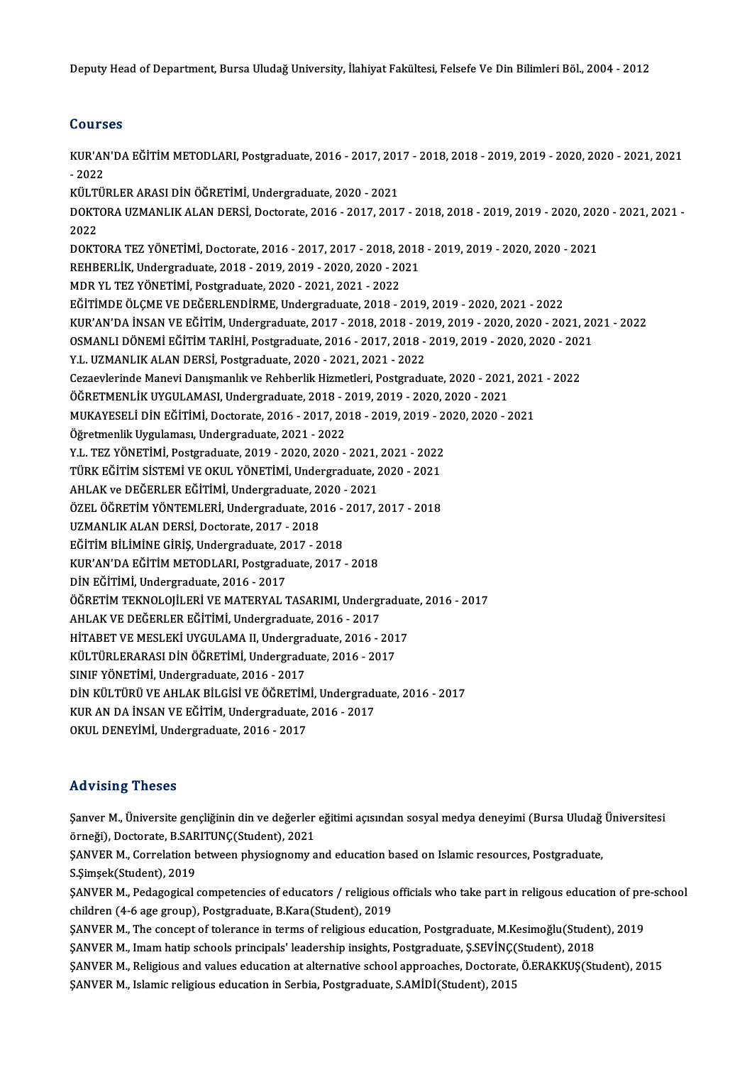Deputy Head of Department, Bursa Uludağ University, İlahiyat Fakültesi, Felsefe Ve Din Bilimleri Böl., 2004 - 2012

## Courses

KUR'AN'DA EĞİTİM METODLARI, Postgraduate, 2016 - 2017, 2017 - 2018, 2018 - 2019, 2019 - 2020, 2020 - 2021, 2021 - 2022
KÜLTÜRLER ARASI DİN ÖĞRETİMİ, Undergraduate, 2020 - 2021
DOKTORA UZMANLIK ALAN DERSİ, Doctorate, 2016 - 2017, 2017 - 2018, 2018 - 2019, 2019 - 2020, 2020 - 2021, 2021 - 2022
DOKTORA TEZ YÖNETİMİ, Doctorate, 2016 - 2017, 2017 - 2018, 2018 - 2019, 2019 - 2020, 2020 - 2021
REHBERLİK, Undergraduate, 2018 - 2019, 2019 - 2020, 2020 - 2021
MDR YL TEZ YÖNETİMİ, Postgraduate, 2020 - 2021, 2021 - 2022
EĞİTİMDE ÖLÇME VE DEĞERLENDİRME, Undergraduate, 2018 - 2019, 2019 - 2020, 2021 - 2022
KUR'AN'DA İNSAN VE EĞİTİM, Undergraduate, 2017 - 2018, 2018 - 2019, 2019 - 2020, 2020 - 2021, 2021 - 2022
OSMANLI DÖNEMİ EĞİTİM TARİHİ, Postgraduate, 2016 - 2017, 2018 - 2019, 2019 - 2020, 2020 - 2021
Y.L. UZMANLIK ALAN DERSİ, Postgraduate, 2020 - 2021, 2021 - 2022
Cezaevlerinde Manevi Danışmanlık ve Rehberlik Hizmetleri, Postgraduate, 2020 - 2021, 2021 - 2022
ÖĞRETMENLİK UYGULAMASI, Undergraduate, 2018 - 2019, 2019 - 2020, 2020 - 2021
MUKAYESELİ DİN EĞİTİMİ, Doctorate, 2016 - 2017, 2018 - 2019, 2019 - 2020, 2020 - 2021
Öğretmenlik Uygulaması, Undergraduate, 2021 - 2022
Y.L. TEZ YÖNETİMİ, Postgraduate, 2019 - 2020, 2020 - 2021, 2021 - 2022
TÜRK EĞİTİM SİSTEMİ VE OKUL YÖNETİMİ, Undergraduate, 2020 - 2021
AHLAK ve DEĞERLER EĞİTİMİ, Undergraduate, 2020 - 2021
ÖZEL ÖĞRETİM YÖNTEMLERİ, Undergraduate, 2016 - 2017, 2017 - 2018
UZMANLIK ALAN DERSİ, Doctorate, 2017 - 2018
EĞİTİM BİLİMİNE GİRİŞ, Undergraduate, 2017 - 2018
KUR'AN'DA EĞİTİM METODLARI, Postgraduate, 2017 - 2018
DİN EĞİTİMİ, Undergraduate, 2016 - 2017
ÖĞRETİM TEKNOLOJİLERİ VE MATERYAL TASARIMI, Undergraduate, 2016 - 2017
AHLAK VE DEĞERLER EĞİTİMİ, Undergraduate, 2016 - 2017
HİTABET VE MESLEKİ UYGULAMA II, Undergraduate, 2016 - 2017
KÜLTÜRLERARASI DİN ÖĞRETİMİ, Undergraduate, 2016 - 2017
SINIF YÖNETİMİ, Undergraduate, 2016 - 2017
DİN KÜLTÜRÜ VE AHLAK BİLGİSİ VE ÖĞRETİMİ, Undergraduate, 2016 - 2017
KUR AN DA İNSAN VE EĞİTİM, Undergraduate, 2016 - 2017
OKUL DENEYİMİ, Undergraduate, 2016 - 2017

## Advising Theses

Şanver M., Üniversite gençliğinin din ve değerler eğitimi açısından sosyal medya deneyimi (Bursa Uludağ Üniversitesi örneği), Doctorate, B.SARITUNÇ(Student), 2021
ŞANVER M., Correlation between physiognomy and education based on Islamic resources, Postgraduate, S.Şimşek(Student), 2019
ŞANVER M., Pedagogical competencies of educators / religious officials who take part in religous education of pre-school children (4-6 age group), Postgraduate, B.Kara(Student), 2019
ŞANVER M., The concept of tolerance in terms of religious education, Postgraduate, M.Kesimoğlu(Student), 2019
ŞANVER M., Imam hatip schools principals' leadership insights, Postgraduate, Ş.SEVİNÇ(Student), 2018
ŞANVER M., Religious and values education at alternative school approaches, Doctorate, Ö.ERAKKUŞ(Student), 2015
ŞANVER M., Islamic religious education in Serbia, Postgraduate, S.AMİDİ(Student), 2015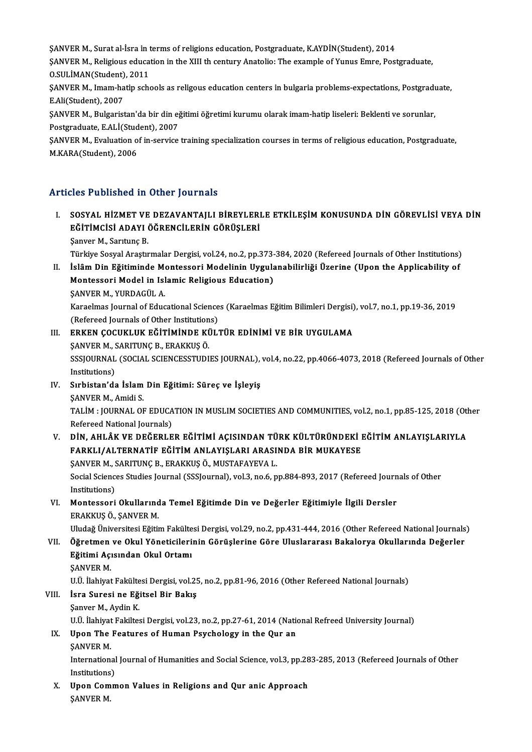ŞANVER M., Surat al-İsra in terms of religions education, Postgraduate, K.AYDİN(Student), 2014

ŞANVER M., Religious education in the XIII th century Anatolio: The example of Yunus Emre, Postgraduate, O.SULİMAN(Student), 2011

ŞANVER M., Imam-hatip schools as religous education centers in bulgaria problems-expectations, Postgraduate, E.Ali(Student), 2007

ŞANVER M., Bulgaristan'da bir din eğitimi öğretimi kurumu olarak imam-hatip liseleri: Beklenti ve sorunlar, Postgraduate, E.ALİ(Student), 2007

ŞANVER M., Evaluation of in-service training specialization courses in terms of religious education, Postgraduate, M.KARA(Student), 2006

## Articles Published in Other Journals

I. **SOSYAL HİZMET VE DEZAVANTAJLI BİREYLERLE ETKİLEŞİM KONUSUNDA DİN GÖREVLİSİ VEYA DİN EĞİTİMCİSİ ADAYI ÖĞRENCİLERİN GÖRÜŞLERİ**
Şanver M., Sarıtunç B.
Türkiye Sosyal Araştırmalar Dergisi, vol.24, no.2, pp.373-384, 2020 (Refereed Journals of Other Institutions)

II. **İslâm Din Eğitiminde Montessori Modelinin Uygulanabilirliği Üzerine (Upon the Applicability of Montessori Model in Islamic Religious Education)**
ŞANVER M., YURDAGÜL A.
Karaelmas Journal of Educational Sciences (Karaelmas Eğitim Bilimleri Dergisi), vol.7, no.1, pp.19-36, 2019 (Refereed Journals of Other Institutions)

III. **ERKEN ÇOCUKLUK EĞİTİMİNDE KÜLTÜR EDİNİMİ VE BİR UYGULAMA**
ŞANVER M., SARITUNÇ B., ERAKKUŞ Ö.
SSSJOURNAL (SOCIAL SCIENCESSTUDIES JOURNAL), vol.4, no.22, pp.4066-4073, 2018 (Refereed Journals of Other Institutions)

IV. **Sırbistan'da İslam Din Eğitimi: Süreç ve İşleyiş**
ŞANVER M., Amidi S.
TALİM : JOURNAL OF EDUCATION IN MUSLIM SOCIETIES AND COMMUNITIES, vol.2, no.1, pp.85-125, 2018 (Other Refereed National Journals)

V. **DİN, AHLÂK VE DEĞERLER EĞİTİMİ AÇISINDAN TÜRK KÜLTÜRÜNDEKİ EĞİTİM ANLAYIŞLARIYLA FARKLI/ALTERNATİF EĞİTİM ANLAYIŞLARI ARASINDA BİR MUKAYESE**
ŞANVER M., SARITUNÇ B., ERAKKUŞ Ö., MUSTAFAYEVA L.
Social Sciences Studies Journal (SSSJournal), vol.3, no.6, pp.884-893, 2017 (Refereed Journals of Other Institutions)

VI. **Montessori Okullarında Temel Eğitimde Din ve Değerler Eğitimiyle İlgili Dersler**
ERAKKUŞ Ö., ŞANVER M.
Uludağ Üniversitesi Eğitim Fakültesi Dergisi, vol.29, no.2, pp.431-444, 2016 (Other Refereed National Journals)

VII. **Öğretmen ve Okul Yöneticilerinin Görüşlerine Göre Uluslararası Bakalorya Okullarında Değerler Eğitimi Açısından Okul Ortamı**
ŞANVER M.
U.Ü. İlahiyat Fakültesi Dergisi, vol.25, no.2, pp.81-96, 2016 (Other Refereed National Journals)

VIII. **İsra Suresi ne Eğitsel Bir Bakış**
Şanver M., Aydin K.
U.Ü. İlahiyat Fakiltesi Dergisi, vol.23, no.2, pp.27-61, 2014 (National Refreed University Journal)

IX. **Upon The Features of Human Psychology in the Qur an**
ŞANVER M.
International Journal of Humanities and Social Science, vol.3, pp.283-285, 2013 (Refereed Journals of Other Institutions)

X. **Upon Common Values in Religions and Qur anic Approach**
ŞANVER M.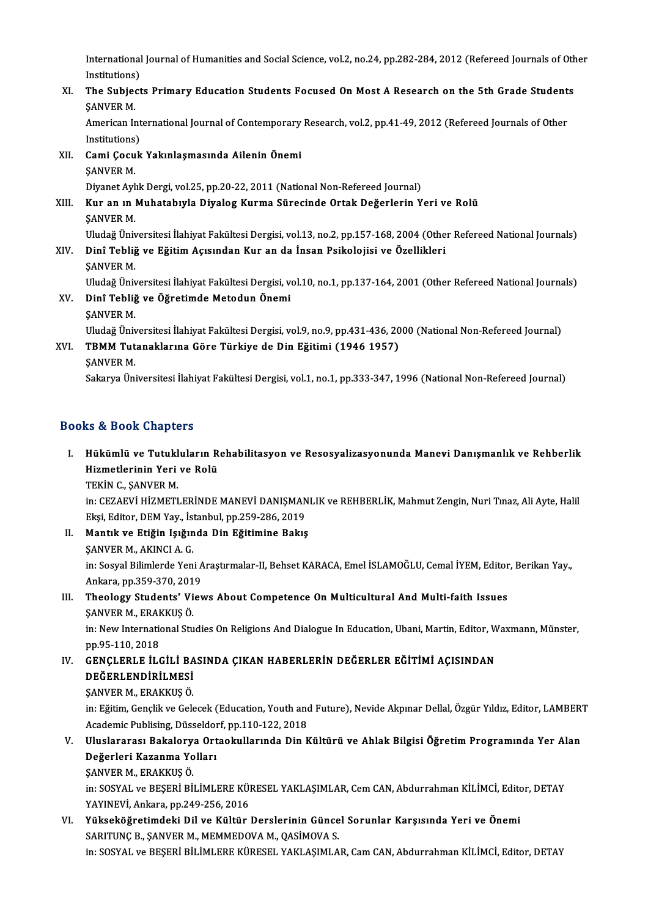International Journal of Humanities and Social Science, vol.2, no.24, pp.282-284, 2012 (Refereed Journals of Other Institutions)

XI. **The Subjects Primary Education Students Focused On Most A Research on the 5th Grade Students**
ŞANVER M.
American International Journal of Contemporary Research, vol.2, pp.41-49, 2012 (Refereed Journals of Other Institutions)

XII. **Cami Çocuk Yakınlaşmasında Ailenin Önemi**
ŞANVER M.
Diyanet Aylık Dergi, vol.25, pp.20-22, 2011 (National Non-Refereed Journal)

XIII. **Kur an ın Muhatabıyla Diyalog Kurma Sürecinde Ortak Değerlerin Yeri ve Rolü**
ŞANVER M.
Uludağ Üniversitesi İlahiyat Fakültesi Dergisi, vol.13, no.2, pp.157-168, 2004 (Other Refereed National Journals)

XIV. **Dinî Tebliğ ve Eğitim Açısından Kur an da İnsan Psikolojisi ve Özellikleri**
ŞANVER M.
Uludağ Üniversitesi İlahiyat Fakültesi Dergisi, vol.10, no.1, pp.137-164, 2001 (Other Refereed National Journals)

XV. **Dinî Tebliğ ve Öğretimde Metodun Önemi**
ŞANVER M.
Uludağ Üniversitesi İlahiyat Fakültesi Dergisi, vol.9, no.9, pp.431-436, 2000 (National Non-Refereed Journal)

XVI. **TBMM Tutanaklarına Göre Türkiye de Din Eğitimi (1946 1957)**
ŞANVER M.
Sakarya Üniversitesi İlahiyat Fakültesi Dergisi, vol.1, no.1, pp.333-347, 1996 (National Non-Refereed Journal)

## Books & Book Chapters

I. **Hükümlü ve Tutukluların Rehabilitasyon ve Resosyalizasyonunda Manevi Danışmanlık ve Rehberlik Hizmetlerinin Yeri ve Rolü**
TEKİN C., ŞANVER M.
in: CEZAEVİ HİZMETLERİNDE MANEVİ DANIŞMANLIK ve REHBERLİK, Mahmut Zengin, Nuri Tınaz, Ali Ayte, Halil Ekşi, Editor, DEM Yay., İstanbul, pp.259-286, 2019

II. **Mantık ve Etiğin Işığında Din Eğitimine Bakış**
ŞANVER M., AKINCI A. G.
in: Sosyal Bilimlerde Yeni Araştırmalar-II, Behset KARACA, Emel İSLAMOĞLU, Cemal İYEM, Editor, Berikan Yay., Ankara, pp.359-370, 2019

III. **Theology Students' Views About Competence On Multicultural And Multi-faith Issues**
ŞANVER M., ERAKKUŞ Ö.
in: New International Studies On Religions And Dialogue In Education, Ubani, Martin, Editor, Waxmann, Münster, pp.95-110, 2018

IV. **GENÇLERLE İLGİLİ BASINDA ÇIKAN HABERLERİN DEĞERLER EĞİTİMİ AÇISINDAN DEĞERLENDİRİLMESİ**
ŞANVER M., ERAKKUŞ Ö.
in: Eğitim, Gençlik ve Gelecek (Education, Youth and Future), Nevide Akpınar Dellal, Özgür Yıldız, Editor, LAMBERT Academic Publising, Düsseldorf, pp.110-122, 2018

V. **Uluslararası Bakalorya Ortaokullarında Din Kültürü ve Ahlak Bilgisi Öğretim Programında Yer Alan Değerleri Kazanma Yolları**
ŞANVER M., ERAKKUŞ Ö.
in: SOSYAL ve BEŞERİ BİLİMLERE KÜRESEL YAKLAŞIMLAR, Cem CAN, Abdurrahman KİLİMCİ, Editor, DETAY YAYINEVİ, Ankara, pp.249-256, 2016

VI. **Yükseköğretimdeki Dil ve Kültür Derslerinin Güncel Sorunlar Karşısında Yeri ve Önemi**
SARITUNÇ B., ŞANVER M., MEMMEDOVA M., QASİMOVA S.
in: SOSYAL ve BEŞERİ BİLİMLERE KÜRESEL YAKLAŞIMLAR, Cam CAN, Abdurrahman KİLİMCİ, Editor, DETAY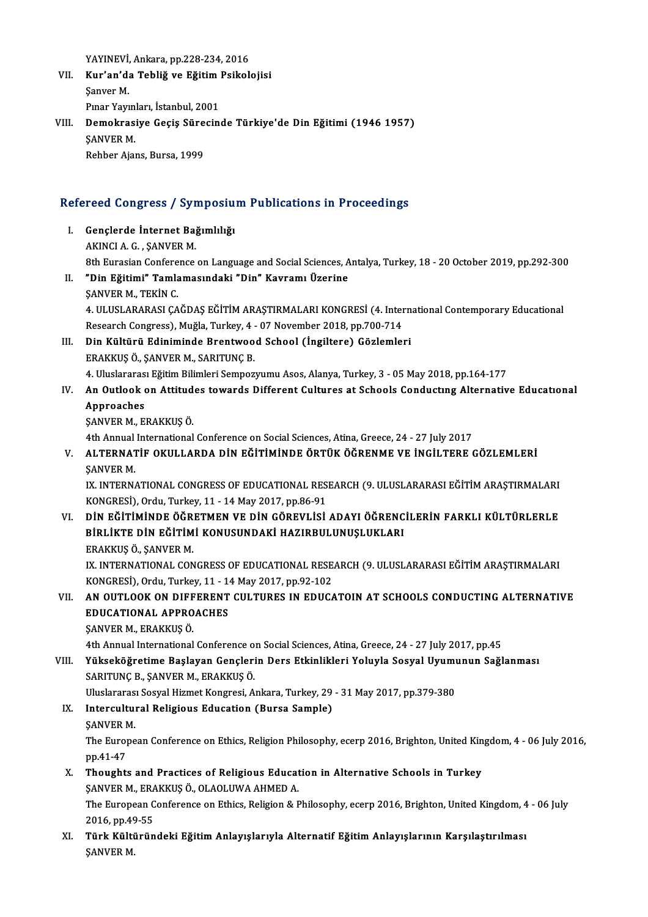YAYINEVİ, Ankara, pp.228-234, 2016

VII. **Kur'an'da Tebliğ ve Eğitim Psikolojisi**
Şanver M.
Pınar Yayınları, İstanbul, 2001

VIII. **Demokrasiye Geçiş Sürecinde Türkiye'de Din Eğitimi (1946 1957)**
ŞANVER M.
Rehber Ajans, Bursa, 1999

## Refereed Congress / Symposium Publications in Proceedings

I. **Gençlerde İnternet Bağımlılığı**
AKINCI A. G. , ŞANVER M.
8th Eurasian Conference on Language and Social Sciences, Antalya, Turkey, 18 - 20 October 2019, pp.292-300

II. **"Din Eğitimi" Tamlamasındaki "Din" Kavramı Üzerine**
ŞANVER M., TEKİN C.
4. ULUSLARARASI ÇAĞDAŞ EĞİTİM ARAŞTIRMALARI KONGRESİ (4. International Contemporary Educational Research Congress), Muğla, Turkey, 4 - 07 November 2018, pp.700-714

III. **Din Kültürü Ediniminde Brentwood School (İngiltere) Gözlemleri**
ERAKKUŞ Ö., ŞANVER M., SARITUNÇ B.
4. Uluslararası Eğitim Bilimleri Sempozyumu Asos, Alanya, Turkey, 3 - 05 May 2018, pp.164-177

IV. **An Outlook on Attitudes towards Different Cultures at Schools Conductıng Alternative Educatıonal Approaches**
ŞANVER M., ERAKKUŞ Ö.
4th Annual International Conference on Social Sciences, Atina, Greece, 24 - 27 July 2017

V. **ALTERNATİF OKULLARDA DİN EĞİTİMİNDE ÖRTÜK ÖĞRENME VE İNGİLTERE GÖZLEMLERİ**
ŞANVER M.
IX. INTERNATIONAL CONGRESS OF EDUCATIONAL RESEARCH (9. ULUSLARARASI EĞİTİM ARAŞTIRMALARI KONGRESİ), Ordu, Turkey, 11 - 14 May 2017, pp.86-91

VI. **DİN EĞİTİMİNDE ÖĞRETMEN VE DİN GÖREVLİSİ ADAYI ÖĞRENCİLERİN FARKLI KÜLTÜRLERLE BİRLİKTE DİN EĞİTİMİ KONUSUNDAKİ HAZIRBULUNUŞLUKLARI**
ERAKKUŞ Ö., ŞANVER M.
IX. INTERNATIONAL CONGRESS OF EDUCATIONAL RESEARCH (9. ULUSLARARASI EĞİTİM ARAŞTIRMALARI KONGRESİ), Ordu, Turkey, 11 - 14 May 2017, pp.92-102

VII. **AN OUTLOOK ON DIFFERENT CULTURES IN EDUCATOIN AT SCHOOLS CONDUCTING ALTERNATIVE EDUCATIONAL APPROACHES**
ŞANVER M., ERAKKUŞ Ö.
4th Annual International Conference on Social Sciences, Atina, Greece, 24 - 27 July 2017, pp.45

VIII. **Yükseköğretime Başlayan Gençlerin Ders Etkinlikleri Yoluyla Sosyal Uyumunun Sağlanması**
SARITUNÇ B., ŞANVER M., ERAKKUŞ Ö.
Uluslararası Sosyal Hizmet Kongresi, Ankara, Turkey, 29 - 31 May 2017, pp.379-380

IX. **Intercultural Religious Education (Bursa Sample)**
ŞANVER M.
The European Conference on Ethics, Religion Philosophy, ecerp 2016, Brighton, United Kingdom, 4 - 06 July 2016, pp.41-47

X. **Thoughts and Practices of Religious Education in Alternative Schools in Turkey**
ŞANVER M., ERAKKUŞ Ö., OLAOLUWA AHMED A.
The European Conference on Ethics, Religion & Philosophy, ecerp 2016, Brighton, United Kingdom, 4 - 06 July 2016, pp.49-55

XI. **Türk Kültüründeki Eğitim Anlayışlarıyla Alternatif Eğitim Anlayışlarının Karşılaştırılması**
ŞANVER M.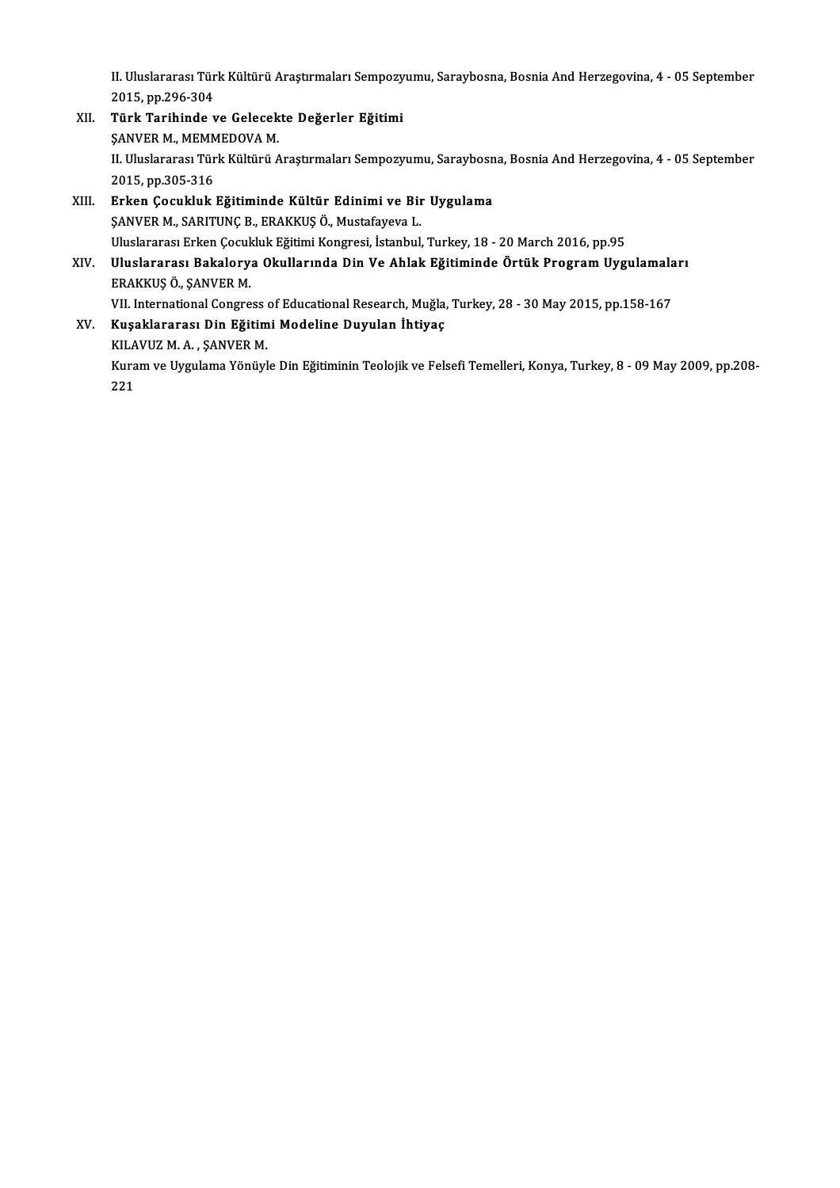II. Uluslararası Türk Kültürü Araştırmaları Sempozyumu, Saraybosna, Bosnia And Herzegovina, 4 - 05 September 2015, pp.296-304

XII. **Türk Tarihinde ve Gelecekte Değerler Eğitimi**
ŞANVER M., MEMMEDOVA M.
II. Uluslararası Türk Kültürü Araştırmaları Sempozyumu, Saraybosna, Bosnia And Herzegovina, 4 - 05 September 2015, pp.305-316

XIII. **Erken Çocukluk Eğitiminde Kültür Edinimi ve Bir Uygulama**
ŞANVER M., SARITUNÇ B., ERAKKUŞ Ö., Mustafayeva L.
Uluslararası Erken Çocukluk Eğitimi Kongresi, İstanbul, Turkey, 18 - 20 March 2016, pp.95

XIV. **Uluslararası Bakalorya Okullarında Din Ve Ahlak Eğitiminde Örtük Program Uygulamaları**
ERAKKUŞ Ö., ŞANVER M.
VII. International Congress of Educational Research, Muğla, Turkey, 28 - 30 May 2015, pp.158-167

XV. **Kuşaklararası Din Eğitimi Modeline Duyulan İhtiyaç**
KILAVUZ M. A. , ŞANVER M.
Kuram ve Uygulama Yönüyle Din Eğitiminin Teolojik ve Felsefi Temelleri, Konya, Turkey, 8 - 09 May 2009, pp.208-221